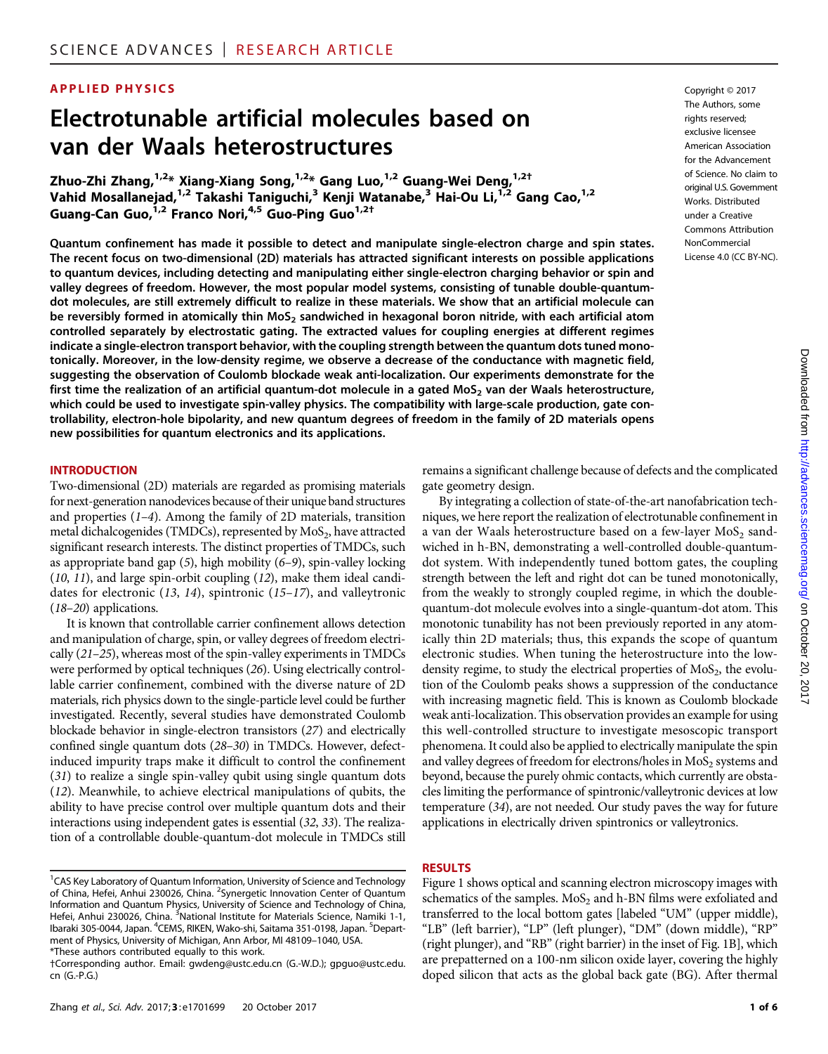APPLIED PHYSICS

# Electrotunable artificial molecules based on van der Waals heterostructures

Zhuo-Zhi Zhang,[1,2*] Xiang-Xiang Song,[1,2*] Gang Luo,[1,2] Guang-Wei Deng,[1,2†] Vahid Mosallanejad,[1,2] Takashi Taniguchi,[3] Kenji Watanabe,[3] Hai-Ou Li,[1,2] Gang Cao,[1,2] Guang-Can Guo,[1,2] Franco Nori,[4,5] Guo-Ping Guo[1,2†]

Copyright © 2017 The Authors, some rights reserved; exclusive licensee American Association for the Advancement of Science. No claim to original U.S. Government Works. Distributed under a Creative Commons Attribution NonCommercial License 4.0 (CC BY-NC).

**Quantum confinement has made it possible to detect and manipulate single-electron charge and spin states. The recent focus on two-dimensional (2D) materials has attracted significant interests on possible applications to quantum devices, including detecting and manipulating either single-electron charging behavior or spin and valley degrees of freedom. However, the most popular model systems, consisting of tunable double-quantum-dot molecules, are still extremely difficult to realize in these materials. We show that an artificial molecule can be reversibly formed in atomically thin $MoS_2$ sandwiched in hexagonal boron nitride, with each artificial atom controlled separately by electrostatic gating. The extracted values for coupling energies at different regimes indicate a single-electron transport behavior, with the coupling strength between the quantum dots tuned monotonically. Moreover, in the low-density regime, we observe a decrease of the conductance with magnetic field, suggesting the observation of Coulomb blockade weak anti-localization. Our experiments demonstrate for the first time the realization of an artificial quantum-dot molecule in a gated $MoS_2$ van der Waals heterostructure, which could be used to investigate spin-valley physics. The compatibility with large-scale production, gate controllability, electron-hole bipolarity, and new quantum degrees of freedom in the family of 2D materials opens new possibilities for quantum electronics and its applications.**

## INTRODUCTION

Two-dimensional (2D) materials are regarded as promising materials for next-generation nanodevices because of their unique band structures and properties (*1*–*4*). Among the family of 2D materials, transition metal dichalcogenides (TMDCs), represented by $MoS_2$, have attracted significant research interests. The distinct properties of TMDCs, such as appropriate band gap (*5*), high mobility (*6*–*9*), spin-valley locking (*10*, *11*), and large spin-orbit coupling (*12*), make them ideal candidates for electronic (*13*, *14*), spintronic (*15*–*17*), and valleytronic (*18*–*20*) applications.

It is known that controllable carrier confinement allows detection and manipulation of charge, spin, or valley degrees of freedom electrically (*21*–*25*), whereas most of the spin-valley experiments in TMDCs were performed by optical techniques (*26*). Using electrically controllable carrier confinement, combined with the diverse nature of 2D materials, rich physics down to the single-particle level could be further investigated. Recently, several studies have demonstrated Coulomb blockade behavior in single-electron transistors (*27*) and electrically confined single quantum dots (*28*–*30*) in TMDCs. However, defect-induced impurity traps make it difficult to control the confinement (*31*) to realize a single spin-valley qubit using single quantum dots (*12*). Meanwhile, to achieve electrical manipulations of qubits, the ability to have precise control over multiple quantum dots and their interactions using independent gates is essential (*32*, *33*). The realization of a controllable double-quantum-dot molecule in TMDCs still remains a significant challenge because of defects and the complicated gate geometry design.

By integrating a collection of state-of-the-art nanofabrication techniques, we here report the realization of electrical confinement in a van der Waals heterostructure based on a few-layer $MoS_2$ sandwiched in h-BN, demonstrating a well-controlled double-quantum-dot system. With independently tuned bottom gates, the coupling strength between the left and right dot can be tuned monotonically, from the weakly to strongly coupled regime, in which the double-quantum-dot molecule evolves into a single-quantum-dot atom. This monotonic tunability has not been previously reported in any atomically thin 2D materials; thus, this expands the scope of quantum electronic studies. When tuning the heterostructure into the low-density regime, to study the electrical properties of $MoS_2$, the evolution of the Coulomb peaks shows a suppression of the conductance with increasing magnetic field. This is known as Coulomb blockade weak anti-localization. This observation provides an example for using this well-controlled structure to investigate mesoscopic transport phenomena. It could also be applied to electrically manipulate the spin and valley degrees of freedom for electrons/holes in $MoS_2$ systems and beyond, because the purely ohmic contacts, which currently are obstacles limiting the performance of spintronic/valleytronic devices at low temperature (*34*), are not needed. Our study paves the way for future applications in electrically driven spintronics or valleytronics.

## RESULTS

Figure 1 shows optical and scanning electron microscopy images with schematics of the samples. $MoS_2$ and h-BN films were exfoliated and transferred to the local bottom gates [labeled "UM" (upper middle), "LB" (left barrier), "LP" (left plunger), "DM" (down middle), "RP" (right plunger), and "RB" (right barrier) in the inset of Fig. 1B], which are prepatterned on a 100-nm silicon oxide layer, covering the highly doped silicon that acts as the global back gate (BG). After thermal

[1]CAS Key Laboratory of Quantum Information, University of Science and Technology of China, Hefei, Anhui 230026, China. [2]Synergetic Innovation Center of Quantum Information and Quantum Physics, University of Science and Technology of China, Hefei, Anhui 230026, China. [3]National Institute for Materials Science, Namiki 1-1, Ibaraki 305-0044, Japan. [4]CEMS, RIKEN, Wako-shi, Saitama 351-0198, Japan. [5]Department of Physics, University of Michigan, Ann Arbor, MI 48109–1040, USA.
*These authors contributed equally to this work.
†Corresponding author. Email: gwdeng@ustc.edu.cn (G.-W.D.); gpguo@ustc.edu.cn (G.-P.G.)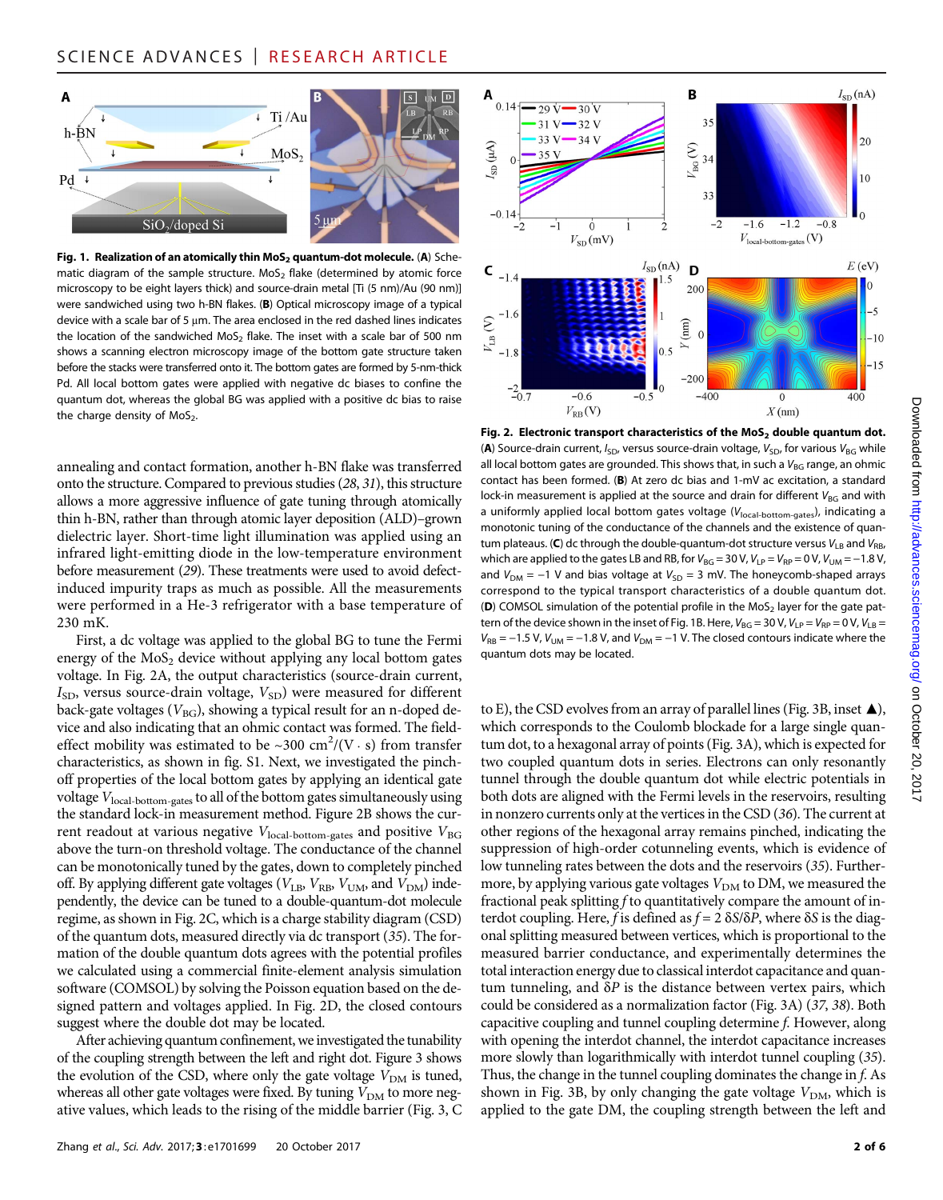**Fig. 1. Realization of an atomically thin $MoS_2$ quantum-dot molecule.** (**A**) Schematic diagram of the sample structure. $MoS_2$ flake (determined by atomic force microscopy to be eight layers thick) and source-drain metal [Ti (5 nm)/Au (90 nm)] were sandwiched using two h-BN flakes. (**B**) Optical microscopy image of a typical device with a scale bar of 5 μm. The area enclosed in the red dashed lines indicates the location of the sandwiched $MoS_2$ flake. The inset with a scale bar of 500 nm shows a scanning electron microscopy image of the bottom gate structure taken before the stacks were transferred onto it. The bottom gates are formed by 5-nm-thick Pd. All local bottom gates were applied with negative dc biases to confine the quantum dot, whereas the global BG was applied with a positive dc bias to raise the charge density of $MoS_2$.

annealing and contact formation, another h-BN flake was transferred onto the structure. Compared to previous studies ([28], [31]), this structure allows a more aggressive influence of gate tuning through atomically thin h-BN, rather than through atomic layer deposition (ALD)–grown dielectric layer. Short-time light illumination was applied using an infrared light-emitting diode in the low-temperature environment before measurement ([29]). These treatments were used to avoid defect-induced impurity traps as much as possible. All the measurements were performed in a He-3 refrigerator with a base temperature of 230 mK.

First, a dc voltage was applied to the global BG to tune the Fermi energy of the $MoS_2$ device without applying any local bottom gates voltage. In Fig. 2A, the output characteristics (source-drain current, $I_{SD}$, versus source-drain voltage, $V_{SD}$) were measured for different back-gate voltages ($V_{BG}$), showing a typical result for an n-doped device and also indicating that an ohmic contact was formed. The field-effect mobility was estimated to be ~300 cm$^2$/(V · s) from transfer characteristics, as shown in fig. S1. Next, we investigated the pinch-off properties of the local bottom gates by applying an identical gate voltage $V_{\text{local-bottom-gates}}$ to all of the bottom gates simultaneously using the standard lock-in measurement method. Figure 2B shows the current readout at various negative $V_{\text{local-bottom-gates}}$ and positive $V_{BG}$ above the turn-on threshold voltage. The conductance of the channel can be monotonically tuned by the gates, down to completely pinched off. By applying different gate voltages ($V_{LB}$, $V_{RB}$, $V_{UM}$, and $V_{DM}$) independently, the device can be tuned to a double-quantum-dot molecule regime, as shown in Fig. 2C, which is a charge stability diagram (CSD) of the quantum dots, measured directly via dc transport ([35]). The formation of the double quantum dots agrees with the potential profiles we calculated using a commercial finite-element analysis simulation software (COMSOL) by solving the Poisson equation based on the designed pattern and voltages applied. In Fig. 2D, the closed contours suggest where the double dot may be located.

After achieving quantum confinement, we investigated the tunability of the coupling strength between the left and right dot. Figure 3 shows the evolution of the CSD, where only the gate voltage $V_{DM}$ is tuned, whereas all other gate voltages were fixed. By tuning $V_{DM}$ to more negative values, which leads to the rising of the middle barrier (Fig. 3, C to E), the CSD evolves from an array of parallel lines (Fig. 3B, inset ▲), which corresponds to the Coulomb blockade for a large single quantum dot, to a hexagonal array of points (Fig. 3A), which is expected for two coupled quantum dots in series. Electrons can only resonantly tunnel through the double quantum dot while electric potentials in both dots are aligned with the Fermi levels in the reservoirs, resulting in nonzero currents only at the vertices in the CSD ([36]). The current at other regions of the hexagonal array remains pinched, indicating the suppression of high-order cotunneling events, which is evidence of low tunneling rates between the dots and the reservoirs ([35]). Furthermore, by applying various gate voltages $V_{DM}$ to DM, we measured the fractional peak splitting $f$ to quantitatively compare the amount of interdot coupling. Here, $f$ is defined as $f = 2\ \delta S/\delta P$, where $\delta S$ is the diagonal splitting measured between vertices, which is proportional to the measured barrier conductance, and experimentally determines the total interaction energy due to classical interdot capacitance and quantum tunneling, and $\delta P$ is the distance between vertex pairs, which could be considered as a normalization factor (Fig. 3A) ([37], [38]). Both capacitive coupling and tunnel coupling determine $f$. However, along with opening the interdot channel, the interdot capacitance increases more slowly than logarithmically with interdot tunnel coupling ([35]). Thus, the change in the tunnel coupling dominates the change in $f$. As shown in Fig. 3B, by only changing the gate voltage $V_{DM}$, which is applied to the gate DM, the coupling strength between the left and

**Fig. 2. Electronic transport characteristics of the $MoS_2$ double quantum dot.** (**A**) Source-drain current, $I_{SD}$, versus source-drain voltage, $V_{SD}$, for various $V_{BG}$ while all local bottom gates are grounded. This shows that, in such a $V_{BG}$ range, an ohmic contact has been formed. (**B**) At zero dc bias and 1-mV ac excitation, a standard lock-in measurement is applied at the source and drain for different $V_{BG}$ and with a uniformly applied local bottom gates voltage ($V_{\text{local-bottom-gates}}$), indicating a monotonic tuning of the conductance of the channels and the existence of quantum plateaus. (**C**) dc through the double-quantum-dot structure versus $V_{LB}$ and $V_{RB}$, which are applied to the gates LB and RB, for $V_{BG} = 30$ V, $V_{LP} = V_{RP} = 0$ V, $V_{UM} = -1.8$ V, and $V_{DM} = -1$ V and bias voltage at $V_{SD} = 3$ mV. The honeycomb-shaped arrays correspond to the typical transport characteristics of a double quantum dot. (**D**) COMSOL simulation of the potential profile in the $MoS_2$ layer for the gate pattern of the device shown in the inset of Fig. 1B. Here, $V_{BG} = 30$ V, $V_{LP} = V_{RP} = 0$ V, $V_{LB} = V_{RB} = -1.5$ V, $V_{UM} = -1.8$ V, and $V_{DM} = -1$ V. The closed contours indicate where the quantum dots may be located.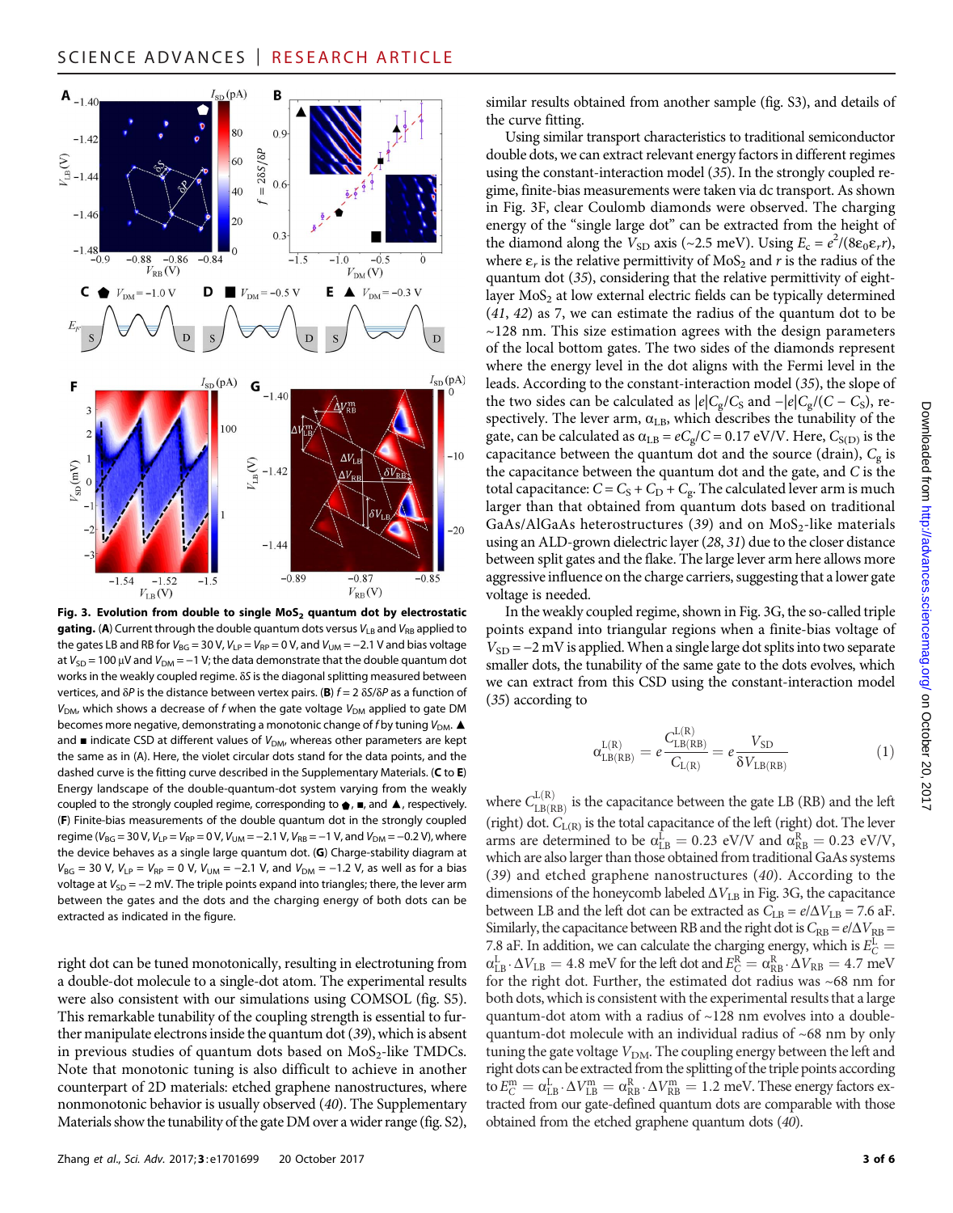**Fig. 3. Evolution from double to single $MoS_2$ quantum dot by electrostatic gating.** (**A**) Current through the double quantum dots versus $V_{LB}$ and $V_{RB}$ applied to the gates LB and RB for $V_{BG} = 30$ V, $V_{LP} = V_{RP} = 0$ V, and $V_{UM} = -2.1$ V and bias voltage at $V_{SD} = 100$ μV and $V_{DM} = -1$ V; the data demonstrate that the double quantum dot works in the weakly coupled regime. δS is the diagonal splitting measured between vertices, and δP is the distance between vertex pairs. (**B**) $f = 2\ \delta S/\delta P$ as a function of $V_{DM}$, which shows a decrease of $f$ when the gate voltage $V_{DM}$ applied to gate DM becomes more negative, demonstrating a monotonic change of $f$ by tuning $V_{DM}$. ▲ and ■ indicate CSD at different values of $V_{DM}$, whereas other parameters are kept the same as in (A). Here, the violet circular dots stand for the data points, and the dashed curve is the fitting curve described in the Supplementary Materials. (**C** to **E**) Energy landscape of the double-quantum-dot system varying from the weakly coupled to the strongly coupled regime, corresponding to ⬟, ■, and ▲, respectively. (**F**) Finite-bias measurements of the double quantum dot in the strongly coupled regime ($V_{BG} = 30$ V, $V_{LP} = V_{RP} = 0$ V, $V_{UM} = -2.1$ V, $V_{RB} = -1$ V, and $V_{DM} = -0.2$ V), where the device behaves as a single large quantum dot. (**G**) Charge-stability diagram at $V_{BG} = 30$ V, $V_{LP} = V_{RP} = 0$ V, $V_{UM} = -2.1$ V, and $V_{DM} = -1.2$ V, as well as for a bias voltage at $V_{SD} = -2$ mV. The triple points expand into triangles; there, the lever arm between the gates and the dots and the charging energy of both dots can be extracted as indicated in the figure.

right dot can be tuned monotonically, resulting in electrotuning from a double-dot molecule to a single-dot atom. The experimental results were also consistent with our simulations using COMSOL (fig. S5). This remarkable tunability of the coupling strength is essential to further manipulate electrons inside the quantum dot (39), which is absent in previous studies of quantum dots based on $MoS_2$-like TMDCs. Note that monotonic tuning is also difficult to achieve in another counterpart of 2D materials: etched graphene nanostructures, where nonmonotonic behavior is usually observed (40). The Supplementary Materials show the tunability of the gate DM over a wider range (fig. S2), similar results obtained from another sample (fig. S3), and details of the curve fitting.

Using similar transport characteristics to traditional semiconductor double dots, we can extract relevant energy factors in different regimes using the constant-interaction model (35). In the strongly coupled regime, finite-bias measurements were taken via dc transport. As shown in Fig. 3F, clear Coulomb diamonds were observed. The charging energy of the "single large dot" can be extracted from the height of the diamond along the $V_{SD}$ axis (~2.5 meV). Using $E_c = e^2/(8\varepsilon_0\varepsilon_r r)$, where $\varepsilon_r$ is the relative permittivity of $MoS_2$ and $r$ is the radius of the quantum dot (35), considering that the relative permittivity of eight-layer $MoS_2$ at low external electric fields can be typically determined (41, 42) as 7, we can estimate the radius of the quantum dot to be ~128 nm. This size estimation agrees with the design parameters of the local bottom gates. The two sides of the diamonds represent where the energy level in the dot aligns with the Fermi level in the leads. According to the constant-interaction model (35), the slope of the two sides can be calculated as $|e|C_g/C_S$ and $-|e|C_g/(C - C_S)$, respectively. The lever arm, $\alpha_{LB}$, which describes the tunability of the gate, can be calculated as $\alpha_{LB} = eC_g/C = 0.17$ eV/V. Here, $C_{S(D)}$ is the capacitance between the quantum dot and the source (drain), $C_g$ is the capacitance between the quantum dot and the gate, and $C$ is the total capacitance: $C = C_S + C_D + C_g$. The calculated lever arm is much larger than that obtained from quantum dots based on traditional GaAs/AlGaAs heterostructures (39) and on $MoS_2$-like materials using an ALD-grown dielectric layer (28, 31) due to the closer distance between split gates and the flake. The large lever arm here allows more aggressive influence on the charge carriers, suggesting that a lower gate voltage is needed.

In the weakly coupled regime, shown in Fig. 3G, the so-called triple points expand into triangular regions when a finite-bias voltage of $V_{SD} = -2$ mV is applied. When a single large dot splits into two separate smaller dots, the tunability of the same gate to the dots evolves, which we can extract from this CSD using the constant-interaction model (35) according to

$$\alpha^{L(R)}_{LB(RB)} = e\frac{C^{L(R)}_{LB(RB)}}{C_{L(R)}} = e\frac{V_{SD}}{\delta V_{LB(RB)}} \tag{1}$$

where $C^{L(R)}_{LB(RB)}$ is the capacitance between the gate LB (RB) and the left (right) dot. $C_{L(R)}$ is the total capacitance of the left (right) dot. The lever arms are determined to be $\alpha^{L}_{LB} = 0.23$ eV/V and $\alpha^{R}_{RB} = 0.23$ eV/V, which are also larger than those obtained from traditional GaAs systems (39) and etched graphene nanostructures (40). According to the dimensions of the honeycomb labeled $\Delta V_{LB}$ in Fig. 3G, the capacitance between LB and the left dot can be extracted as $C_{LB} = e/\Delta V_{LB} = 7.6$ aF. Similarly, the capacitance between RB and the right dot is $C_{RB} = e/\Delta V_{RB} = 7.8$ aF. In addition, we can calculate the charging energy, which is $E^{L}_{C} = \alpha^{L}_{LB} \cdot \Delta V_{LB} = 4.8$ meV for the left dot and $E^{R}_{C} = \alpha^{R}_{RB} \cdot \Delta V_{RB} = 4.7$ meV for the right dot. Further, the estimated dot radius was ~68 nm for both dots, which is consistent with the experimental results that a large quantum-dot atom with a radius of ~128 nm evolves into a double-quantum-dot molecule with an individual radius of ~68 nm by only tuning the gate voltage $V_{DM}$. The coupling energy between the left and right dots can be extracted from the splitting of the triple points according to $E^{m}_{C} = \alpha^{L}_{LB} \cdot \Delta V^{m}_{LB} = \alpha^{R}_{RB} \cdot \Delta V^{m}_{RB} = 1.2$ meV. These energy factors extracted from our gate-defined quantum dots are comparable with those obtained from the etched graphene quantum dots (40).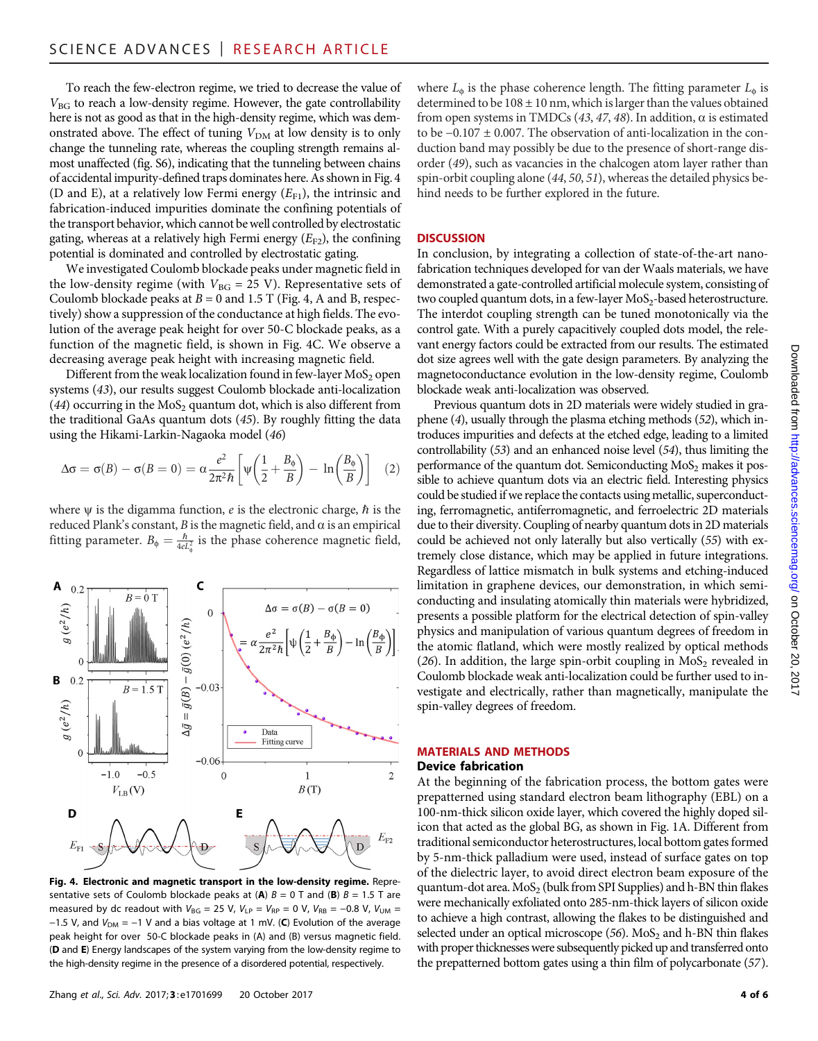To reach the few-electron regime, we tried to decrease the value of $V_{BG}$ to reach a low-density regime. However, the gate controllability here is not as good as that in the high-density regime, which was demonstrated above. The effect of tuning $V_{DM}$ at low density is to only change the tunneling rate, whereas the coupling strength remains almost unaffected (fig. S6), indicating that the tunneling between chains of accidental impurity-defined traps dominates here. As shown in Fig. 4 (D and E), at a relatively low Fermi energy ($E_{F1}$), the intrinsic and fabrication-induced impurities dominate the confining potentials of the transport behavior, which cannot be well controlled by electrostatic gating, whereas at a relatively high Fermi energy ($E_{F2}$), the confining potential is dominated and controlled by electrostatic gating.

We investigated Coulomb blockade peaks under magnetic field in the low-density regime (with $V_{BG}$ = 25 V). Representative sets of Coulomb blockade peaks at $B$ = 0 and 1.5 T (Fig. 4, A and B, respectively) show a suppression of the conductance at high fields. The evolution of the average peak height for over 50-C blockade peaks, as a function of the magnetic field, is shown in Fig. 4C. We observe a decreasing average peak height with increasing magnetic field.

Different from the weak localization found in few-layer $MoS_2$ open systems (43), our results suggest Coulomb blockade anti-localization (44) occurring in the $MoS_2$ quantum dot, which is also different from the traditional GaAs quantum dots (45). By roughly fitting the data using the Hikami-Larkin-Nagaoka model (46)

$$\Delta\sigma = \sigma(B) - \sigma(B=0) = \alpha\frac{e^2}{2\pi^2\hbar}\left[\psi\left(\frac{1}{2}+\frac{B_\phi}{B}\right) - \ln\left(\frac{B_\phi}{B}\right)\right] \quad (2)$$

where $\psi$ is the digamma function, $e$ is the electronic charge, $\hbar$ is the reduced Plank's constant, $B$ is the magnetic field, and $\alpha$ is an empirical fitting parameter. $B_\phi = \frac{\hbar}{4eL_\phi^2}$ is the phase coherence magnetic field, where $L_\phi$ is the phase coherence length. The fitting parameter $L_\phi$ is determined to be 108 ± 10 nm, which is larger than the values obtained from open systems in TMDCs (43, 47, 48). In addition, $\alpha$ is estimated to be −0.107 ± 0.007. The observation of anti-localization in the conduction band may possibly be due to the presence of short-range disorder (49), such as vacancies in the chalcogen atom layer rather than spin-orbit coupling alone (44, 50, 51), whereas the detailed physics behind needs to be further explored in the future.

**Fig. 4. Electronic and magnetic transport in the low-density regime.** Representative sets of Coulomb blockade peaks at (**A**) $B$ = 0 T and (**B**) $B$ = 1.5 T are measured by dc readout with $V_{BG}$ = 25 V, $V_{LP} = V_{RP}$ = 0 V, $V_{RB}$ = −0.8 V, $V_{UM}$ = −1.5 V, and $V_{DM}$ = −1 V and a bias voltage at 1 mV. (**C**) Evolution of the average peak height for over 50-C blockade peaks in (A) and (B) versus magnetic field. (**D** and **E**) Energy landscapes of the system varying from the low-density regime to the high-density regime in the presence of a disordered potential, respectively.

## DISCUSSION

In conclusion, by integrating a collection of state-of-the-art nanofabrication techniques developed for van der Waals materials, we have demonstrated a gate-controlled artificial molecule system, consisting of two coupled quantum dots, in a few-layer $MoS_2$-based heterostructure. The interdot coupling strength can be tuned monotonically via the control gate. With a purely capacitively coupled dots model, the relevant energy factors could be extracted from our results. The estimated dot size agrees well with the gate design parameters. By analyzing the magnetoconductance evolution in the low-density regime, Coulomb blockade weak anti-localization was observed.

Previous quantum dots in 2D materials were widely studied in graphene (4), usually through the plasma etching methods (52), which introduces impurities and defects at the etched edge, leading to a limited controllability (53) and an enhanced noise level (54), thus limiting the performance of the quantum dot. Semiconducting $MoS_2$ makes it possible to achieve quantum dots via an electric field. Interesting physics could be studied if we replace the contacts using metallic, superconducting, ferromagnetic, antiferromagnetic, and ferroelectric 2D materials due to their diversity. Coupling of nearby quantum dots in 2D materials could be achieved not only laterally but also vertically (55) with extremely close distance, which may be applied in future integrations. Regardless of lattice mismatch in bulk systems and etching-induced limitation in graphene devices, our demonstration, in which semiconducting and insulating atomically thin materials were hybridized, presents a possible platform for the electrical detection of spin-valley physics and manipulation of various quantum degrees of freedom in the atomic flatland, which were mostly realized by optical methods (26). In addition, the large spin-orbit coupling in $MoS_2$ revealed in Coulomb blockade weak anti-localization could be further used to investigate and electrically, rather than magnetically, manipulate the spin-valley degrees of freedom.

## MATERIALS AND METHODS

### Device fabrication

At the beginning of the fabrication process, the bottom gates were prepatterned using standard electron beam lithography (EBL) on a 100-nm-thick silicon oxide layer, which covered the highly doped silicon that acted as the global BG, as shown in Fig. 1A. Different from traditional semiconductor heterostructures, local bottom gates formed by 5-nm-thick palladium were used, instead of surface gates on top of the dielectric layer, to avoid direct electron beam exposure of the quantum-dot area. $MoS_2$ (bulk from SPI Supplies) and h-BN thin flakes were mechanically exfoliated onto 285-nm-thick layers of silicon oxide to achieve a high contrast, allowing the flakes to be distinguished and selected under an optical microscope (56). $MoS_2$ and h-BN thin flakes with proper thicknesses were subsequently picked up and transferred onto the prepatterned bottom gates using a thin film of polycarbonate (57).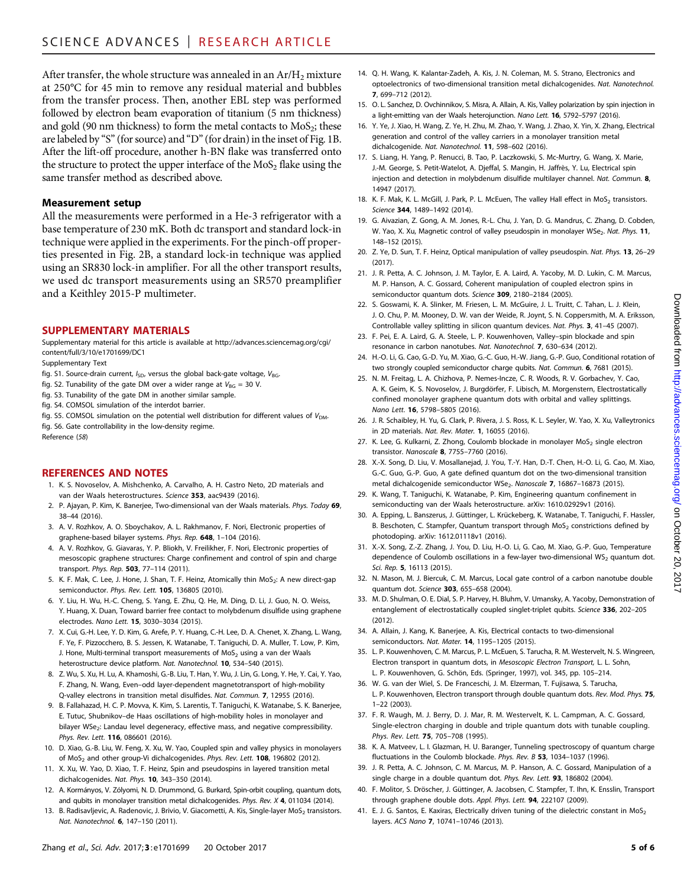After transfer, the whole structure was annealed in an $Ar/H_2$ mixture at 250°C for 45 min to remove any residual material and bubbles from the transfer process. Then, another EBL step was performed followed by electron beam evaporation of titanium (5 nm thickness) and gold (90 nm thickness) to form the metal contacts to $MoS_2$; these are labeled by "S" (for source) and "D" (for drain) in the inset of Fig. 1B. After the lift-off procedure, another h-BN flake was transferred onto the structure to protect the upper interface of the $MoS_2$ flake using the same transfer method as described above.

### Measurement setup

All the measurements were performed in a He-3 refrigerator with a base temperature of 230 mK. Both dc transport and standard lock-in technique were applied in the experiments. For the pinch-off properties presented in Fig. 2B, a standard lock-in technique was applied using an SR830 lock-in amplifier. For all the other transport results, we used dc transport measurements using an SR570 preamplifier and a Keithley 2015-P multimeter.

## SUPPLEMENTARY MATERIALS

Supplementary material for this article is available at http://advances.sciencemag.org/cgi/content/full/3/10/e1701699/DC1

Supplementary Text

fig. S1. Source-drain current, $I_{SD}$, versus the global back-gate voltage, $V_{BG}$.

fig. S2. Tunability of the gate DM over a wider range at $V_{BG}$ = 30 V.

fig. S3. Tunability of the gate DM in another similar sample.

fig. S4. COMSOL simulation of the interdot barrier.

fig. S5. COMSOL simulation on the potential well distribution for different values of $V_{DM}$.

fig. S6. Gate controllability in the low-density regime.

Reference (*58*)

## REFERENCES AND NOTES

1. K. S. Novoselov, A. Mishchenko, A. Carvalho, A. H. Castro Neto, 2D materials and van der Waals heterostructures. *Science* **353**, aac9439 (2016).
2. P. Ajayan, P. Kim, K. Banerjee, Two-dimensional van der Waals materials. *Phys. Today* **69**, 38–44 (2016).
3. A. V. Rozhkov, A. O. Sboychakov, A. L. Rakhmanov, F. Nori, Electronic properties of graphene-based bilayer systems. *Phys. Rep.* **648**, 1–104 (2016).
4. A. V. Rozhkov, G. Giavaras, Y. P. Bliokh, V. Freilikher, F. Nori, Electronic properties of mesoscopic graphene structures: Charge confinement and control of spin and charge transport. *Phys. Rep.* **503**, 77–114 (2011).
5. K. F. Mak, C. Lee, J. Hone, J. Shan, T. F. Heinz, Atomically thin $MoS_2$: A new direct-gap semiconductor. *Phys. Rev. Lett.* **105**, 136805 (2010).
6. Y. Liu, H. Wu, H.-C. Cheng, S. Yang, E. Zhu, Q. He, M. Ding, D. Li, J. Guo, N. O. Weiss, Y. Huang, X. Duan, Toward barrier free contact to molybdenum disulfide using graphene electrodes. *Nano Lett.* **15**, 3030–3034 (2015).
7. X. Cui, G.-H. Lee, Y. D. Kim, G. Arefe, P. Y. Huang, C.-H. Lee, D. A. Chenet, X. Zhang, L. Wang, F. Ye, F. Pizzocchero, B. S. Jessen, K. Watanabe, T. Taniguchi, D. A. Muller, T. Low, P. Kim, J. Hone, Multi-terminal transport measurements of $MoS_2$ using a van der Waals heterostructure device platform. *Nat. Nanotechnol.* **10**, 534–540 (2015).
8. Z. Wu, S. Xu, H. Lu, A. Khamoshi, G.-B. Liu, T. Han, Y. Wu, J. Lin, G. Long, Y. He, Y. Cai, Y. Yao, F. Zhang, N. Wang, Even–odd layer-dependent magnetotransport of high-mobility Q-valley electrons in transition metal disulfides. *Nat. Commun.* **7**, 12955 (2016).
9. B. Fallahazad, H. C. P. Movva, K. Kim, S. Larentis, T. Taniguchi, K. Watanabe, S. K. Banerjee, E. Tutuc, Shubnikov–de Haas oscillations of high-mobility holes in monolayer and bilayer $WSe_2$: Landau level degeneracy, effective mass, and negative compressibility. *Phys. Rev. Lett.* **116**, 086601 (2016).
10. D. Xiao, G.-B. Liu, W. Feng, X. Xu, W. Yao, Coupled spin and valley physics in monolayers of $MoS_2$ and other group-VI dichalcogenides. *Phys. Rev. Lett.* **108**, 196802 (2012).
11. X. Xu, W. Yao, D. Xiao, T. F. Heinz, Spin and pseudospins in layered transition metal dichalcogenides. *Nat. Phys.* **10**, 343–350 (2014).
12. A. Kormányos, V. Zólyomi, N. D. Drummond, G. Burkard, Spin-orbit coupling, quantum dots, and qubits in monolayer transition metal dichalcogenides. *Phys. Rev. X* **4**, 011034 (2014).
13. B. Radisavljevic, A. Radenovic, J. Brivio, V. Giacometti, A. Kis, Single-layer $MoS_2$ transistors. *Nat. Nanotechnol.* **6**, 147–150 (2011).
14. Q. H. Wang, K. Kalantar-Zadeh, A. Kis, J. N. Coleman, M. S. Strano, Electronics and optoelectronics of two-dimensional transition metal dichalcogenides. *Nat. Nanotechnol.* **7**, 699–712 (2012).
15. O. L. Sanchez, D. Ovchinnikov, S. Misra, A. Allain, A. Kis, Valley polarization by spin injection in a light-emitting van der Waals heterojunction. *Nano Lett.* **16**, 5792–5797 (2016).
16. Y. Ye, J. Xiao, H. Wang, Z. Ye, H. Zhu, M. Zhao, Y. Wang, J. Zhao, X. Yin, X. Zhang, Electrical generation and control of the valley carriers in a monolayer transition metal dichalcogenide. *Nat. Nanotechnol.* **11**, 598–602 (2016).
17. S. Liang, H. Yang, P. Renucci, B. Tao, P. Laczkowski, S. Mc-Murtry, G. Wang, X. Marie, J.-M. George, S. Petit-Watelot, A. Djeffal, S. Mangin, H. Jaffrès, Y. Lu, Electrical spin injection and detection in molybdenum disulfide multilayer channel. *Nat. Commun.* **8**, 14947 (2017).
18. K. F. Mak, K. L. McGill, J. Park, P. L. McEuen, The valley Hall effect in $MoS_2$ transistors. *Science* **344**, 1489–1492 (2014).
19. G. Aivazian, Z. Gong, A. M. Jones, R.-L. Chu, J. Yan, D. G. Mandrus, C. Zhang, D. Cobden, W. Yao, X. Xu, Magnetic control of valley pseudospin in monolayer $WSe_2$. *Nat. Phys.* **11**, 148–152 (2015).
20. Z. Ye, D. Sun, T. F. Heinz, Optical manipulation of valley pseudospin. *Nat. Phys.* **13**, 26–29 (2017).
21. J. R. Petta, A. C. Johnson, J. M. Taylor, E. A. Laird, A. Yacoby, M. D. Lukin, C. M. Marcus, M. P. Hanson, A. C. Gossard, Coherent manipulation of coupled electron spins in semiconductor quantum dots. *Science* **309**, 2180–2184 (2005).
22. S. Goswami, K. A. Slinker, M. Friesen, L. M. McGuire, J. L. Truitt, C. Tahan, L. J. Klein, J. O. Chu, P. M. Mooney, D. W. van der Weide, R. Joynt, S. N. Coppersmith, M. A. Eriksson, Controllable valley splitting in silicon quantum devices. *Nat. Phys.* **3**, 41–45 (2007).
23. F. Pei, E. A. Laird, G. A. Steele, L. P. Kouwenhoven, Valley–spin blockade and spin resonance in carbon nanotubes. *Nat. Nanotechnol.* **7**, 630–634 (2012).
24. H.-O. Li, G. Cao, G.-D. Yu, M. Xiao, G.-C. Guo, H.-W. Jiang, G.-P. Guo, Conditional rotation of two strongly coupled semiconductor charge qubits. *Nat. Commun.* **6**, 7681 (2015).
25. N. M. Freitag, L. A. Chizhova, P. Nemes-Incze, C. R. Woods, R. V. Gorbachev, Y. Cao, A. K. Geim, K. S. Novoselov, J. Burgdörfer, F. Libisch, M. Morgenstern, Electrostatically confined monolayer graphene quantum dots with orbital and valley splittings. *Nano Lett.* **16**, 5798–5805 (2016).
26. J. R. Schaibley, H. Yu, G. Clark, P. Rivera, J. S. Ross, K. L. Seyler, W. Yao, X. Xu, Valleytronics in 2D materials. *Nat. Rev. Mater.* **1**, 16055 (2016).
27. K. Lee, G. Kulkarni, Z. Zhong, Coulomb blockade in monolayer $MoS_2$ single electron transistor. *Nanoscale* **8**, 7755–7760 (2016).
28. X.-X. Song, D. Liu, V. Mosallanejad, J. You, T.-Y. Han, D.-T. Chen, H.-O. Li, G. Cao, M. Xiao, G.-C. Guo, G.-P. Guo, A gate defined quantum dot on the two-dimensional transition metal dichalcogenide semiconductor $WSe_2$. *Nanoscale* **7**, 16867–16873 (2015).
29. K. Wang, T. Taniguchi, K. Watanabe, P. Kim, Engineering quantum confinement in semiconducting van der Waals heterostructure. arXiv: 1610.02929v1 (2016).
30. A. Epping, L. Banszerus, J. Güttinger, L. Krückeberg, K. Watanabe, T. Taniguchi, F. Hassler, B. Beschoten, C. Stampfer, Quantum transport through $MoS_2$ constrictions defined by photodoping. arXiv: 1612.01118v1 (2016).
31. X.-X. Song, Z.-Z. Zhang, J. You, D. Liu, H.-O. Li, G. Cao, M. Xiao, G.-P. Guo, Temperature dependence of Coulomb oscillations in a few-layer two-dimensional $WS_2$ quantum dot. *Sci. Rep.* **5**, 16113 (2015).
32. N. Mason, M. J. Biercuk, C. M. Marcus, Local gate control of a carbon nanotube double quantum dot. *Science* **303**, 655–658 (2004).
33. M. D. Shulman, O. E. Dial, S. P. Harvey, H. Bluhm, V. Umansky, A. Yacoby, Demonstration of entanglement of electrostatically coupled singlet-triplet qubits. *Science* **336**, 202–205 (2012).
34. A. Allain, J. Kang, K. Banerjee, A. Kis, Electrical contacts to two-dimensional semiconductors. *Nat. Mater.* **14**, 1195–1205 (2015).
35. L. P. Kouwenhoven, C. M. Marcus, P. L. McEuen, S. Tarucha, R. M. Westervelt, N. S. Wingreen, Electron transport in quantum dots, in *Mesoscopic Electron Transport*, L. L. Sohn, L. P. Kouwenhoven, G. Schön, Eds. (Springer, 1997), vol. 345, pp. 105–214.
36. W. G. van der Wiel, S. De Franceschi, J. M. Elzerman, T. Fujisawa, S. Tarucha, L. P. Kouwenhoven, Electron transport through double quantum dots. *Rev. Mod. Phys.* **75**, 1–22 (2003).
37. F. R. Waugh, M. J. Berry, D. J. Mar, R. M. Westervelt, K. L. Campman, A. C. Gossard, Single-electron charging in double and triple quantum dots with tunable coupling. *Phys. Rev. Lett.* **75**, 705–708 (1995).
38. K. A. Matveev, L. I. Glazman, H. U. Baranger, Tunneling spectroscopy of quantum charge fluctuations in the Coulomb blockade. *Phys. Rev. B* **53**, 1034–1037 (1996).
39. J. R. Petta, A. C. Johnson, C. M. Marcus, M. P. Hanson, A. C. Gossard, Manipulation of a single charge in a double quantum dot. *Phys. Rev. Lett.* **93**, 186802 (2004).
40. F. Molitor, S. Dröscher, J. Güttinger, A. Jacobsen, C. Stampfer, T. Ihn, K. Ensslin, Transport through graphene double dots. *Appl. Phys. Lett.* **94**, 222107 (2009).
41. E. J. G. Santos, E. Kaxiras, Electrically driven tuning of the dielectric constant in $MoS_2$ layers. *ACS Nano* **7**, 10741–10746 (2013).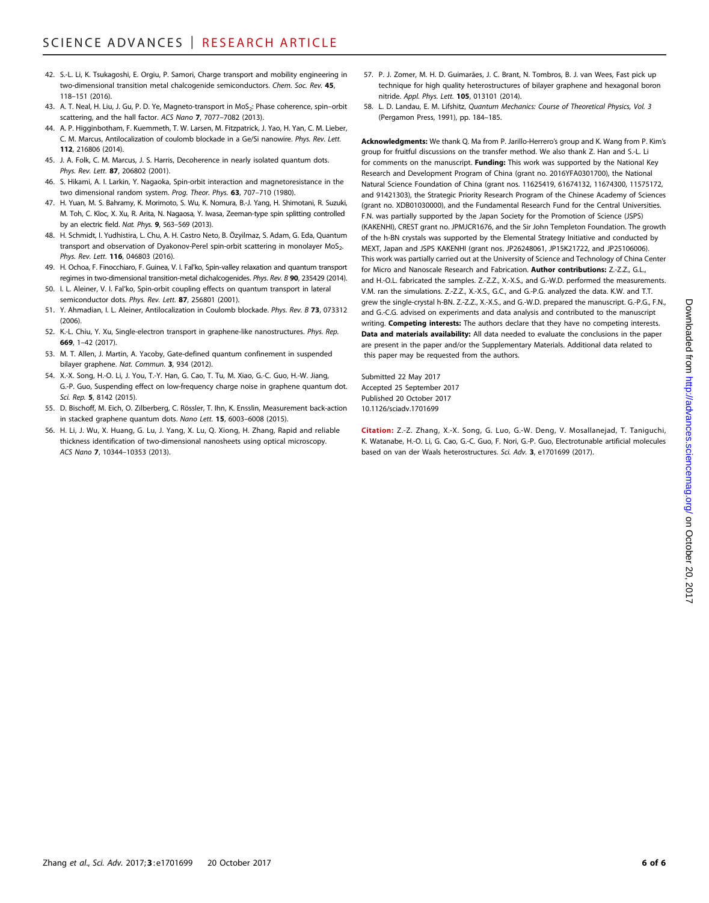42. S.-L. Li, K. Tsukagoshi, E. Orgiu, P. Samori, Charge transport and mobility engineering in two-dimensional transition metal chalcogenide semiconductors. *Chem. Soc. Rev.* **45**, 118–151 (2016).
43. A. T. Neal, H. Liu, J. Gu, P. D. Ye, Magneto-transport in $MoS_2$: Phase coherence, spin–orbit scattering, and the hall factor. *ACS Nano* **7**, 7077–7082 (2013).
44. A. P. Higginbotham, F. Kuemmeth, T. W. Larsen, M. Fitzpatrick, J. Yao, H. Yan, C. M. Lieber, C. M. Marcus, Antilocalization of coulomb blockade in a Ge/Si nanowire. *Phys. Rev. Lett.* **112**, 216806 (2014).
45. J. A. Folk, C. M. Marcus, J. S. Harris, Decoherence in nearly isolated quantum dots. *Phys. Rev. Lett.* **87**, 206802 (2001).
46. S. Hikami, A. I. Larkin, Y. Nagaoka, Spin-orbit interaction and magnetoresistance in the two dimensional random system. *Prog. Theor. Phys.* **63**, 707–710 (1980).
47. H. Yuan, M. S. Bahramy, K. Morimoto, S. Wu, K. Nomura, B.-J. Yang, H. Shimotani, R. Suzuki, M. Toh, C. Kloc, X. Xu, R. Arita, N. Nagaosa, Y. Iwasa, Zeeman-type spin splitting controlled by an electric field. *Nat. Phys.* **9**, 563–569 (2013).
48. H. Schmidt, I. Yudhistira, L. Chu, A. H. Castro Neto, B. Özyilmaz, S. Adam, G. Eda, Quantum transport and observation of Dyakonov-Perel spin-orbit scattering in monolayer $MoS_2$. *Phys. Rev. Lett.* **116**, 046803 (2016).
49. H. Ochoa, F. Finocchiaro, F. Guinea, V. I. Fal'ko, Spin-valley relaxation and quantum transport regimes in two-dimensional transition-metal dichalcogenides. *Phys. Rev. B* **90**, 235429 (2014).
50. I. L. Aleiner, V. I. Fal'ko, Spin-orbit coupling effects on quantum transport in lateral semiconductor dots. *Phys. Rev. Lett.* **87**, 256801 (2001).
51. Y. Ahmadian, I. L. Aleiner, Antilocalization in Coulomb blockade. *Phys. Rev. B* **73**, 073312 (2006).
52. K.-L. Chiu, Y. Xu, Single-electron transport in graphene-like nanostructures. *Phys. Rep.* **669**, 1–42 (2017).
53. M. T. Allen, J. Martin, A. Yacoby, Gate-defined quantum confinement in suspended bilayer graphene. *Nat. Commun.* **3**, 934 (2012).
54. X.-X. Song, H.-O. Li, J. You, T.-Y. Han, G. Cao, T. Tu, M. Xiao, G.-C. Guo, H.-W. Jiang, G.-P. Guo, Suspending effect on low-frequency charge noise in graphene quantum dot. *Sci. Rep.* **5**, 8142 (2015).
55. D. Bischoff, M. Eich, O. Zilberberg, C. Rössler, T. Ihn, K. Ensslin, Measurement back-action in stacked graphene quantum dots. *Nano Lett.* **15**, 6003–6008 (2015).
56. H. Li, J. Wu, X. Huang, G. Lu, J. Yang, X. Lu, Q. Xiong, H. Zhang, Rapid and reliable thickness identification of two-dimensional nanosheets using optical microscopy. *ACS Nano* **7**, 10344–10353 (2013).
57. P. J. Zomer, M. H. D. Guimarães, J. C. Brant, N. Tombros, B. J. van Wees, Fast pick up technique for high quality heterostructures of bilayer graphene and hexagonal boron nitride. *Appl. Phys. Lett.* **105**, 013101 (2014).
58. L. D. Landau, E. M. Lifshitz, *Quantum Mechanics: Course of Theoretical Physics, Vol. 3* (Pergamon Press, 1991), pp. 184–185.

**Acknowledgments:** We thank Q. Ma from P. Jarillo-Herrero's group and K. Wang from P. Kim's group for fruitful discussions on the transfer method. We also thank Z. Han and S.-L. Li for comments on the manuscript. **Funding:** This work was supported by the National Key Research and Development Program of China (grant no. 2016YFA0301700), the National Natural Science Foundation of China (grant nos. 11625419, 61674132, 11674300, 11575172, and 91421303), the Strategic Priority Research Program of the Chinese Academy of Sciences (grant no. XDB01030000), and the Fundamental Research Fund for the Central Universities. F.N. was partially supported by the Japan Society for the Promotion of Science (JSPS) (KAKENHI), CREST grant no. JPMJCR1676, and the Sir John Templeton Foundation. The growth of the h-BN crystals was supported by the Elemental Strategy Initiative and conducted by MEXT, Japan and JSPS KAKENHI (grant nos. JP26248061, JP15K21722, and JP25106006). This work was partially carried out at the University of Science and Technology of China Center for Micro and Nanoscale Research and Fabrication. **Author contributions:** Z.-Z.Z., G.L., and H.-O.L. fabricated the samples. Z.-Z.Z., X.-X.S., and G.-W.D. performed the measurements. V.M. ran the simulations. Z.-Z.Z., X.-X.S., G.C., and G.-P.G. analyzed the data. K.W. and T.T. grew the single-crystal h-BN. Z.-Z.Z., X.-X.S., and G.-W.D. prepared the manuscript. G.-P.G., F.N., and G.-C.G. advised on experiments and data analysis and contributed to the manuscript writing. **Competing interests:** The authors declare that they have no competing interests. **Data and materials availability:** All data needed to evaluate the conclusions in the paper are present in the paper and/or the Supplementary Materials. Additional data related to this paper may be requested from the authors.

Submitted 22 May 2017
Accepted 25 September 2017
Published 20 October 2017
10.1126/sciadv.1701699

**Citation:** Z.-Z. Zhang, X.-X. Song, G. Luo, G.-W. Deng, V. Mosallanejad, T. Taniguchi, K. Watanabe, H.-O. Li, G. Cao, G.-C. Guo, F. Nori, G.-P. Guo, Electrotunable artificial molecules based on van der Waals heterostructures. *Sci. Adv.* **3**, e1701699 (2017).